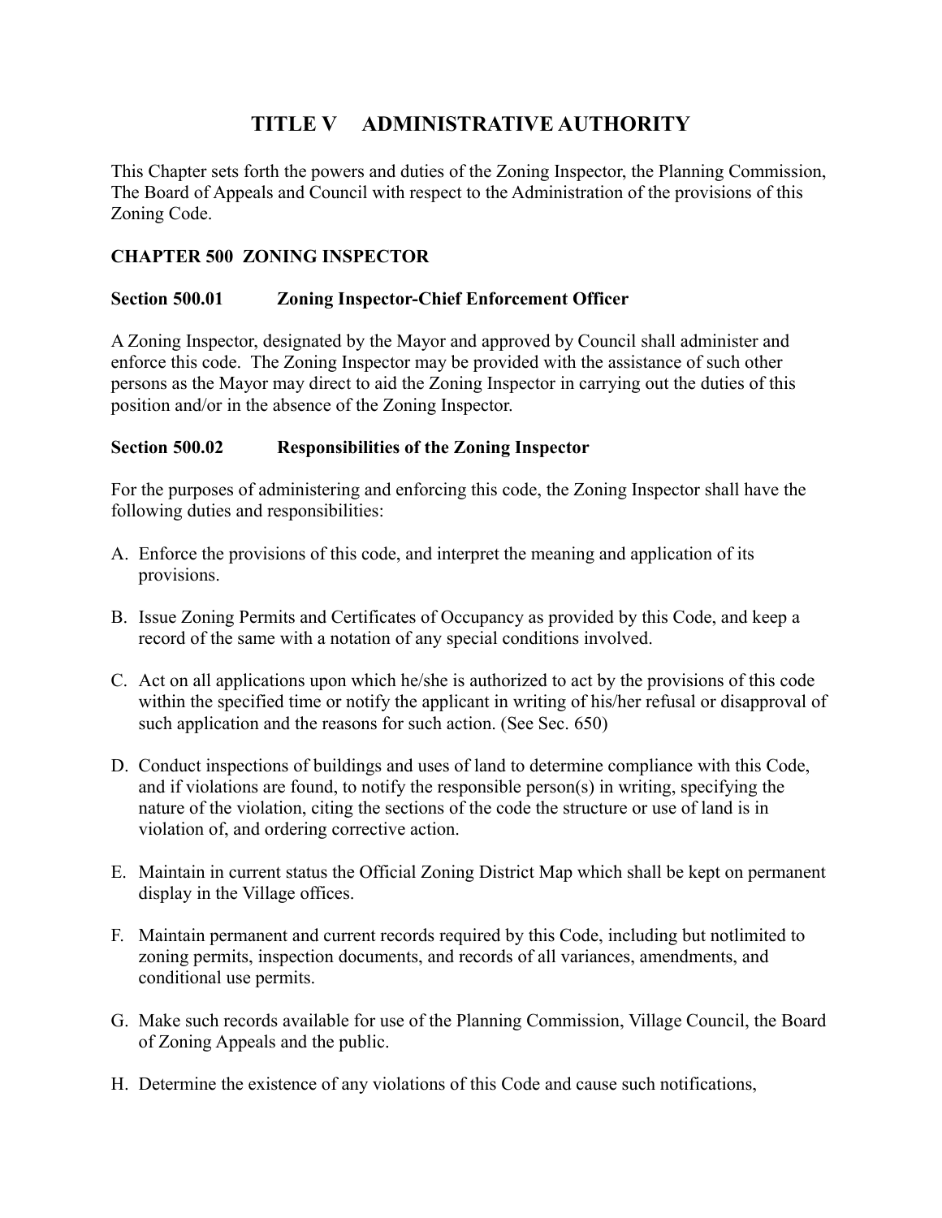# TITLE V ADMINISTRATIVE AUTHORITY

This Chapter sets forth the powers and duties of the Zoning Inspector, the Planning Commission, The Board of Appeals and Council with respect to the Administration of the provisions of this Zoning Code.

## CHAPTER 500 ZONING INSPECTOR

### Section 500.01 Zoning Inspector-Chief Enforcement Officer

A Zoning Inspector, designated by the Mayor and approved by Council shall administer and enforce this code. The Zoning Inspector may be provided with the assistance of such other persons as the Mayor may direct to aid the Zoning Inspector in carrying out the duties of this position and/or in the absence of the Zoning Inspector.

### Section 500.02 Responsibilities of the Zoning Inspector

For the purposes of administering and enforcing this code, the Zoning Inspector shall have the following duties and responsibilities:

A. Enforce the provisions of this code, and interpret the meaning and application of its provisions.

B. Issue Zoning Permits and Certificates of Occupancy as provided by this Code, and keep a record of the same with a notation of any special conditions involved.

C. Act on all applications upon which he/she is authorized to act by the provisions of this code within the specified time or notify the applicant in writing of his/her refusal or disapproval of such application and the reasons for such action. (See Sec. 650)

D. Conduct inspections of buildings and uses of land to determine compliance with this Code, and if violations are found, to notify the responsible person(s) in writing, specifying the nature of the violation, citing the sections of the code the structure or use of land is in violation of, and ordering corrective action.

E. Maintain in current status the Official Zoning District Map which shall be kept on permanent display in the Village offices.

F. Maintain permanent and current records required by this Code, including but notlimited to zoning permits, inspection documents, and records of all variances, amendments, and conditional use permits.

G. Make such records available for use of the Planning Commission, Village Council, the Board of Zoning Appeals and the public.

H. Determine the existence of any violations of this Code and cause such notifications,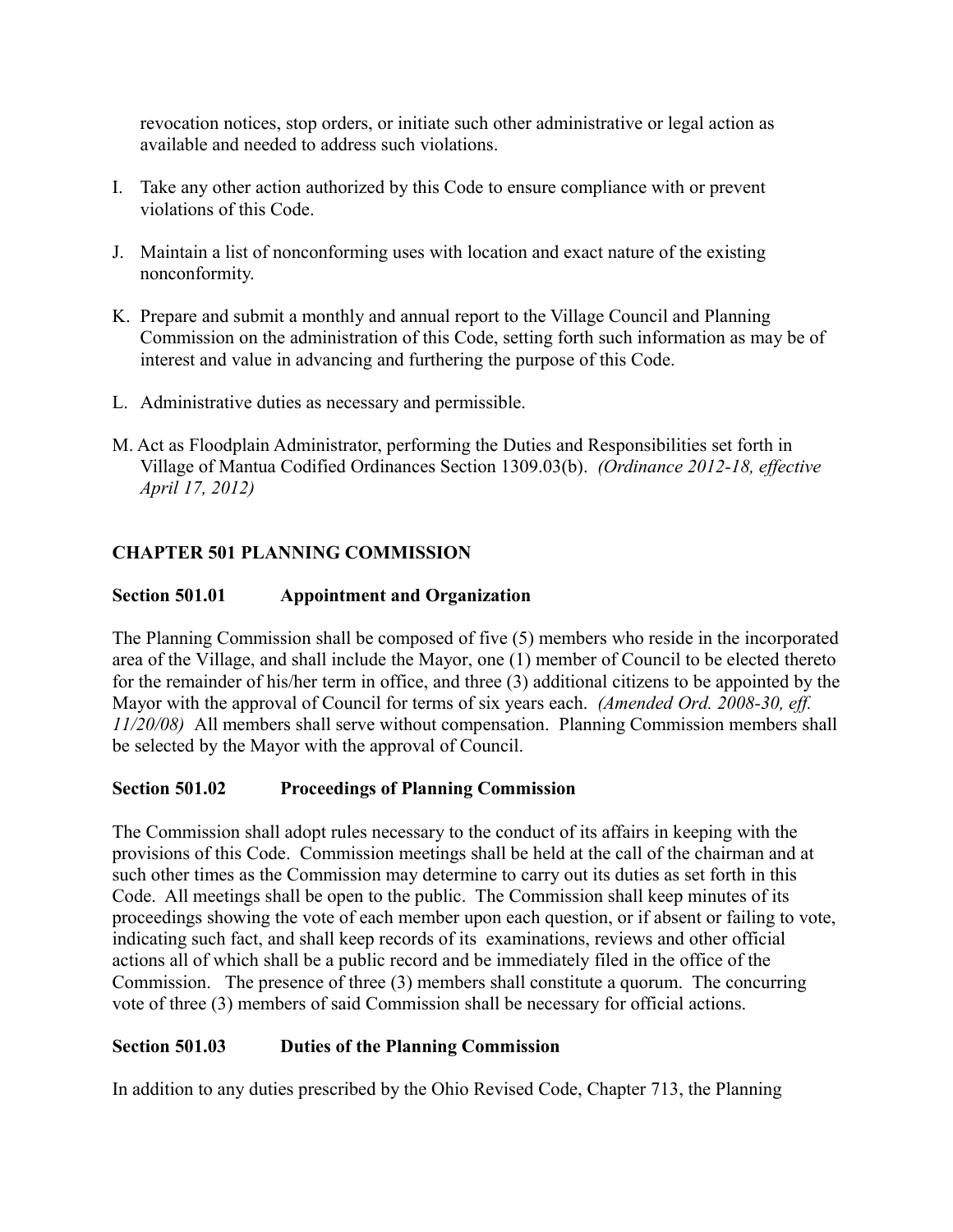revocation notices, stop orders, or initiate such other administrative or legal action as available and needed to address such violations.

I. Take any other action authorized by this Code to ensure compliance with or prevent violations of this Code.

J. Maintain a list of nonconforming uses with location and exact nature of the existing nonconformity.

K. Prepare and submit a monthly and annual report to the Village Council and Planning Commission on the administration of this Code, setting forth such information as may be of interest and value in advancing and furthering the purpose of this Code.

L. Administrative duties as necessary and permissible.

M. Act as Floodplain Administrator, performing the Duties and Responsibilities set forth in Village of Mantua Codified Ordinances Section 1309.03(b). *(Ordinance 2012-18, effective April 17, 2012)*

## CHAPTER 501 PLANNING COMMISSION

### Section 501.01 Appointment and Organization

The Planning Commission shall be composed of five (5) members who reside in the incorporated area of the Village, and shall include the Mayor, one (1) member of Council to be elected thereto for the remainder of his/her term in office, and three (3) additional citizens to be appointed by the Mayor with the approval of Council for terms of six years each. *(Amended Ord. 2008-30, eff. 11/20/08)* All members shall serve without compensation. Planning Commission members shall be selected by the Mayor with the approval of Council.

### Section 501.02 Proceedings of Planning Commission

The Commission shall adopt rules necessary to the conduct of its affairs in keeping with the provisions of this Code. Commission meetings shall be held at the call of the chairman and at such other times as the Commission may determine to carry out its duties as set forth in this Code. All meetings shall be open to the public. The Commission shall keep minutes of its proceedings showing the vote of each member upon each question, or if absent or failing to vote, indicating such fact, and shall keep records of its examinations, reviews and other official actions all of which shall be a public record and be immediately filed in the office of the Commission. The presence of three (3) members shall constitute a quorum. The concurring vote of three (3) members of said Commission shall be necessary for official actions.

### Section 501.03 Duties of the Planning Commission

In addition to any duties prescribed by the Ohio Revised Code, Chapter 713, the Planning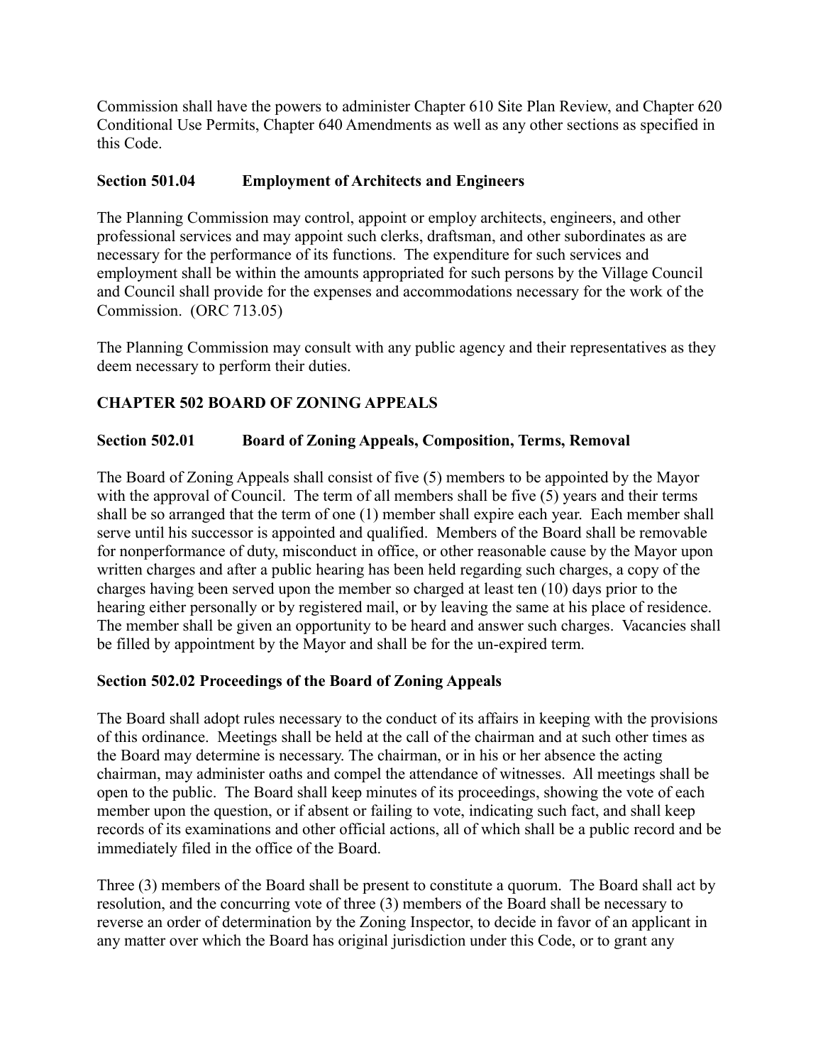Commission shall have the powers to administer Chapter 610 Site Plan Review, and Chapter 620 Conditional Use Permits, Chapter 640 Amendments as well as any other sections as specified in this Code.

### Section 501.04 Employment of Architects and Engineers

The Planning Commission may control, appoint or employ architects, engineers, and other professional services and may appoint such clerks, draftsman, and other subordinates as are necessary for the performance of its functions. The expenditure for such services and employment shall be within the amounts appropriated for such persons by the Village Council and Council shall provide for the expenses and accommodations necessary for the work of the Commission. (ORC 713.05)

The Planning Commission may consult with any public agency and their representatives as they deem necessary to perform their duties.

## CHAPTER 502 BOARD OF ZONING APPEALS

### Section 502.01 Board of Zoning Appeals, Composition, Terms, Removal

The Board of Zoning Appeals shall consist of five (5) members to be appointed by the Mayor with the approval of Council. The term of all members shall be five (5) years and their terms shall be so arranged that the term of one (1) member shall expire each year. Each member shall serve until his successor is appointed and qualified. Members of the Board shall be removable for nonperformance of duty, misconduct in office, or other reasonable cause by the Mayor upon written charges and after a public hearing has been held regarding such charges, a copy of the charges having been served upon the member so charged at least ten (10) days prior to the hearing either personally or by registered mail, or by leaving the same at his place of residence. The member shall be given an opportunity to be heard and answer such charges. Vacancies shall be filled by appointment by the Mayor and shall be for the un-expired term.

### Section 502.02 Proceedings of the Board of Zoning Appeals

The Board shall adopt rules necessary to the conduct of its affairs in keeping with the provisions of this ordinance. Meetings shall be held at the call of the chairman and at such other times as the Board may determine is necessary. The chairman, or in his or her absence the acting chairman, may administer oaths and compel the attendance of witnesses. All meetings shall be open to the public. The Board shall keep minutes of its proceedings, showing the vote of each member upon the question, or if absent or failing to vote, indicating such fact, and shall keep records of its examinations and other official actions, all of which shall be a public record and be immediately filed in the office of the Board.

Three (3) members of the Board shall be present to constitute a quorum. The Board shall act by resolution, and the concurring vote of three (3) members of the Board shall be necessary to reverse an order of determination by the Zoning Inspector, to decide in favor of an applicant in any matter over which the Board has original jurisdiction under this Code, or to grant any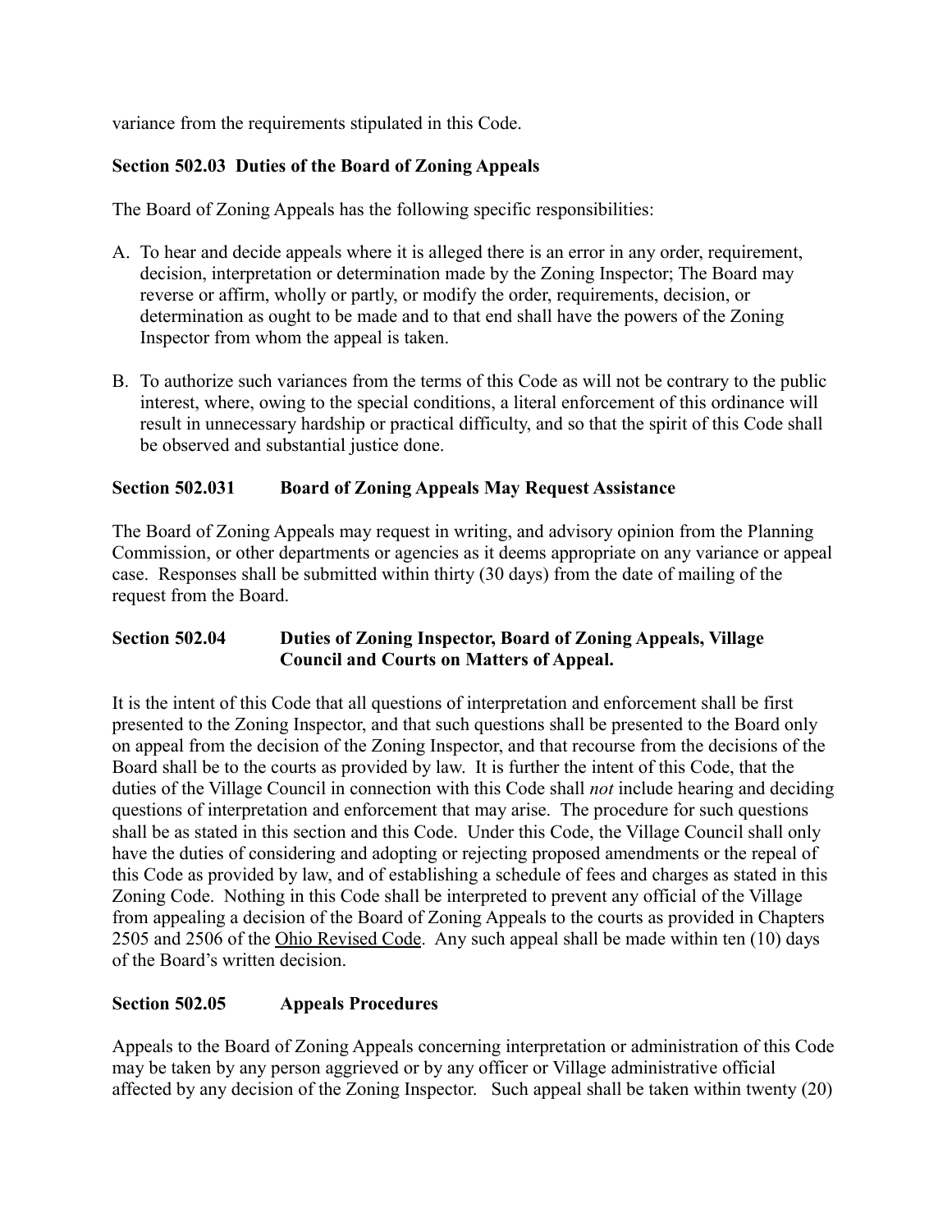variance from the requirements stipulated in this Code.

### Section 502.03 Duties of the Board of Zoning Appeals

The Board of Zoning Appeals has the following specific responsibilities:

A. To hear and decide appeals where it is alleged there is an error in any order, requirement, decision, interpretation or determination made by the Zoning Inspector; The Board may reverse or affirm, wholly or partly, or modify the order, requirements, decision, or determination as ought to be made and to that end shall have the powers of the Zoning Inspector from whom the appeal is taken.

B. To authorize such variances from the terms of this Code as will not be contrary to the public interest, where, owing to the special conditions, a literal enforcement of this ordinance will result in unnecessary hardship or practical difficulty, and so that the spirit of this Code shall be observed and substantial justice done.

### Section 502.031 Board of Zoning Appeals May Request Assistance

The Board of Zoning Appeals may request in writing, and advisory opinion from the Planning Commission, or other departments or agencies as it deems appropriate on any variance or appeal case. Responses shall be submitted within thirty (30 days) from the date of mailing of the request from the Board.

### Section 502.04 Duties of Zoning Inspector, Board of Zoning Appeals, Village Council and Courts on Matters of Appeal.

It is the intent of this Code that all questions of interpretation and enforcement shall be first presented to the Zoning Inspector, and that such questions shall be presented to the Board only on appeal from the decision of the Zoning Inspector, and that recourse from the decisions of the Board shall be to the courts as provided by law. It is further the intent of this Code, that the duties of the Village Council in connection with this Code shall *not* include hearing and deciding questions of interpretation and enforcement that may arise. The procedure for such questions shall be as stated in this section and this Code. Under this Code, the Village Council shall only have the duties of considering and adopting or rejecting proposed amendments or the repeal of this Code as provided by law, and of establishing a schedule of fees and charges as stated in this Zoning Code. Nothing in this Code shall be interpreted to prevent any official of the Village from appealing a decision of the Board of Zoning Appeals to the courts as provided in Chapters 2505 and 2506 of the Ohio Revised Code. Any such appeal shall be made within ten (10) days of the Board's written decision.

### Section 502.05 Appeals Procedures

Appeals to the Board of Zoning Appeals concerning interpretation or administration of this Code may be taken by any person aggrieved or by any officer or Village administrative official affected by any decision of the Zoning Inspector. Such appeal shall be taken within twenty (20)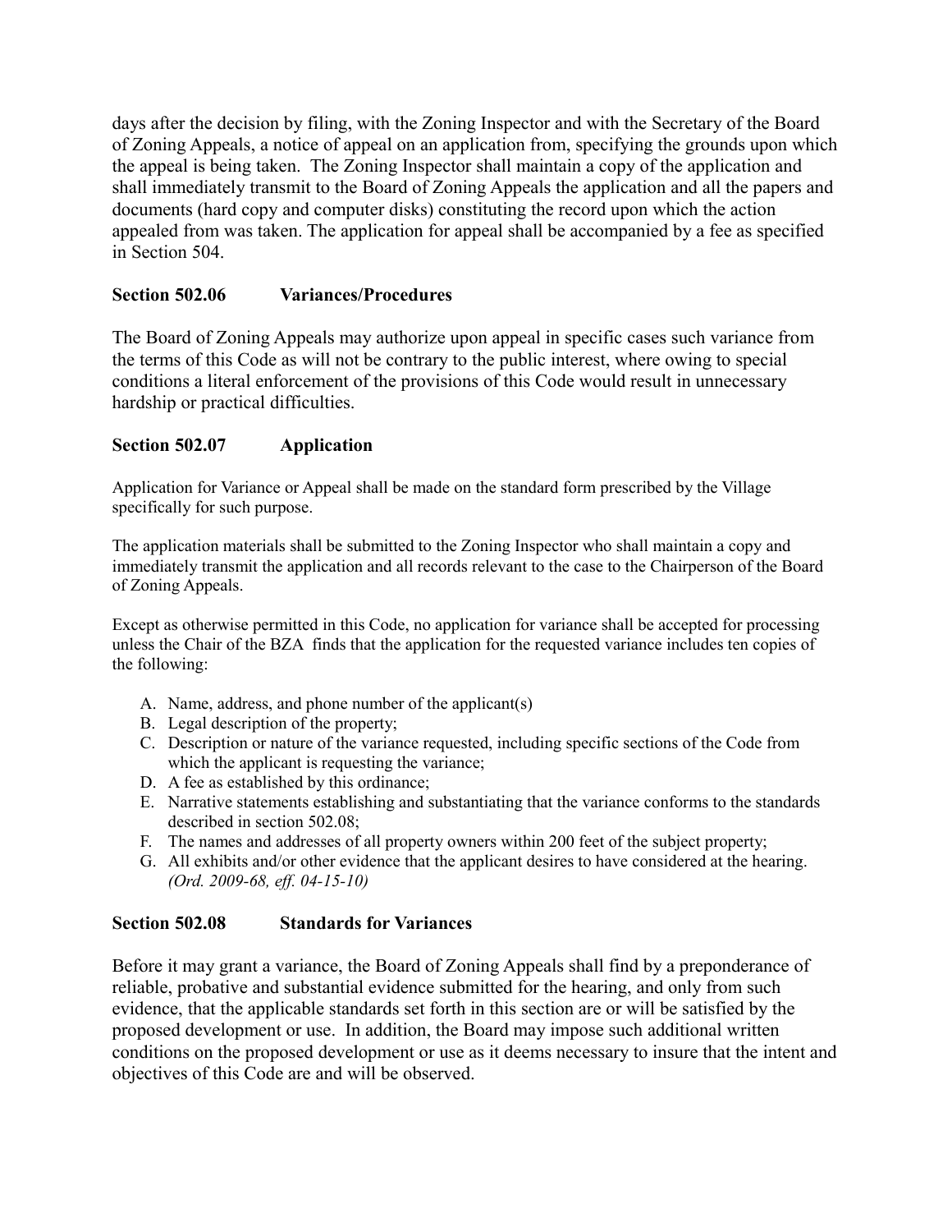days after the decision by filing, with the Zoning Inspector and with the Secretary of the Board of Zoning Appeals, a notice of appeal on an application from, specifying the grounds upon which the appeal is being taken. The Zoning Inspector shall maintain a copy of the application and shall immediately transmit to the Board of Zoning Appeals the application and all the papers and documents (hard copy and computer disks) constituting the record upon which the action appealed from was taken. The application for appeal shall be accompanied by a fee as specified in Section 504.

### Section 502.06 Variances/Procedures

The Board of Zoning Appeals may authorize upon appeal in specific cases such variance from the terms of this Code as will not be contrary to the public interest, where owing to special conditions a literal enforcement of the provisions of this Code would result in unnecessary hardship or practical difficulties.

### Section 502.07 Application

Application for Variance or Appeal shall be made on the standard form prescribed by the Village specifically for such purpose.

The application materials shall be submitted to the Zoning Inspector who shall maintain a copy and immediately transmit the application and all records relevant to the case to the Chairperson of the Board of Zoning Appeals.

Except as otherwise permitted in this Code, no application for variance shall be accepted for processing unless the Chair of the BZA finds that the application for the requested variance includes ten copies of the following:

A. Name, address, and phone number of the applicant(s)
B. Legal description of the property;
C. Description or nature of the variance requested, including specific sections of the Code from which the applicant is requesting the variance;
D. A fee as established by this ordinance;
E. Narrative statements establishing and substantiating that the variance conforms to the standards described in section 502.08;
F. The names and addresses of all property owners within 200 feet of the subject property;
G. All exhibits and/or other evidence that the applicant desires to have considered at the hearing. *(Ord. 2009-68, eff. 04-15-10)*

### Section 502.08 Standards for Variances

Before it may grant a variance, the Board of Zoning Appeals shall find by a preponderance of reliable, probative and substantial evidence submitted for the hearing, and only from such evidence, that the applicable standards set forth in this section are or will be satisfied by the proposed development or use. In addition, the Board may impose such additional written conditions on the proposed development or use as it deems necessary to insure that the intent and objectives of this Code are and will be observed.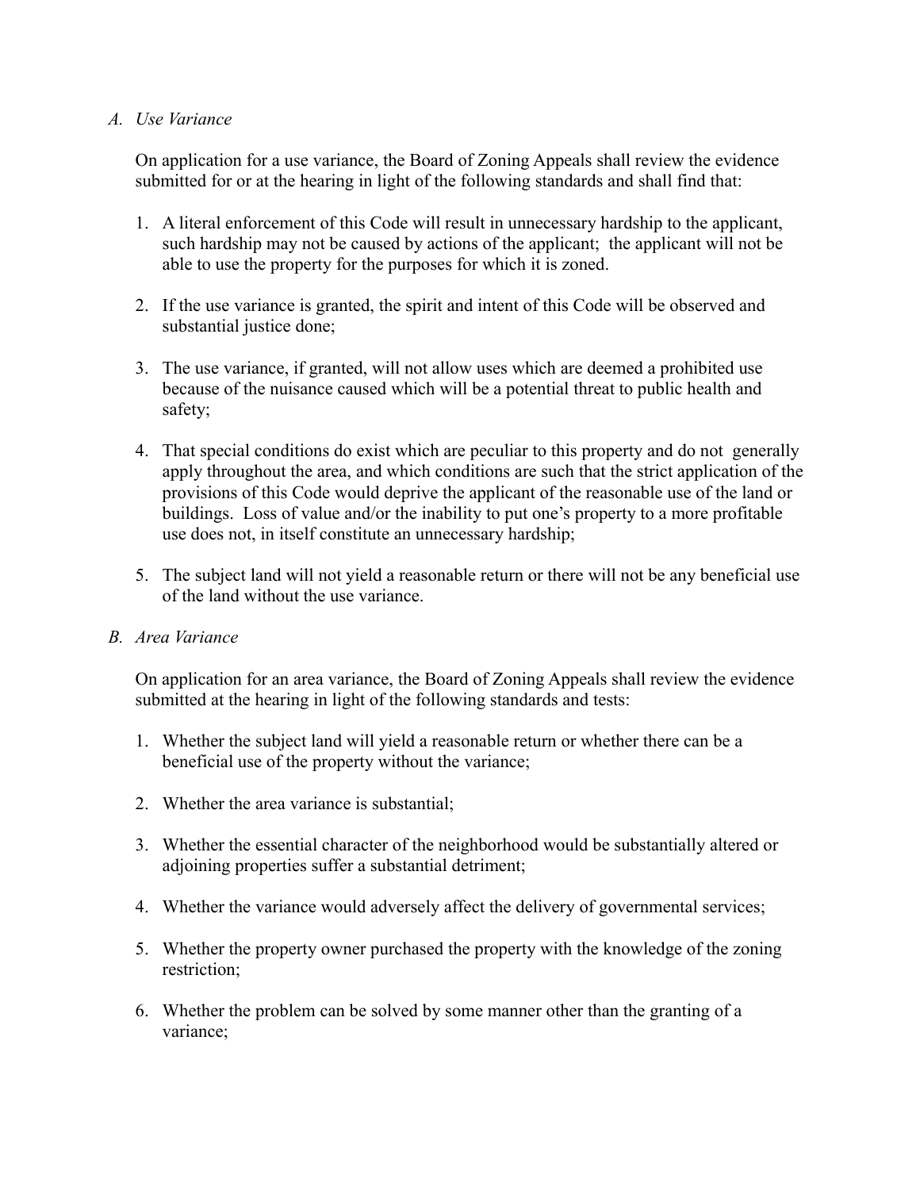*A. Use Variance*

On application for a use variance, the Board of Zoning Appeals shall review the evidence submitted for or at the hearing in light of the following standards and shall find that:

1. A literal enforcement of this Code will result in unnecessary hardship to the applicant, such hardship may not be caused by actions of the applicant; the applicant will not be able to use the property for the purposes for which it is zoned.

2. If the use variance is granted, the spirit and intent of this Code will be observed and substantial justice done;

3. The use variance, if granted, will not allow uses which are deemed a prohibited use because of the nuisance caused which will be a potential threat to public health and safety;

4. That special conditions do exist which are peculiar to this property and do not generally apply throughout the area, and which conditions are such that the strict application of the provisions of this Code would deprive the applicant of the reasonable use of the land or buildings. Loss of value and/or the inability to put one's property to a more profitable use does not, in itself constitute an unnecessary hardship;

5. The subject land will not yield a reasonable return or there will not be any beneficial use of the land without the use variance.

*B. Area Variance*

On application for an area variance, the Board of Zoning Appeals shall review the evidence submitted at the hearing in light of the following standards and tests:

1. Whether the subject land will yield a reasonable return or whether there can be a beneficial use of the property without the variance;

2. Whether the area variance is substantial;

3. Whether the essential character of the neighborhood would be substantially altered or adjoining properties suffer a substantial detriment;

4. Whether the variance would adversely affect the delivery of governmental services;

5. Whether the property owner purchased the property with the knowledge of the zoning restriction;

6. Whether the problem can be solved by some manner other than the granting of a variance;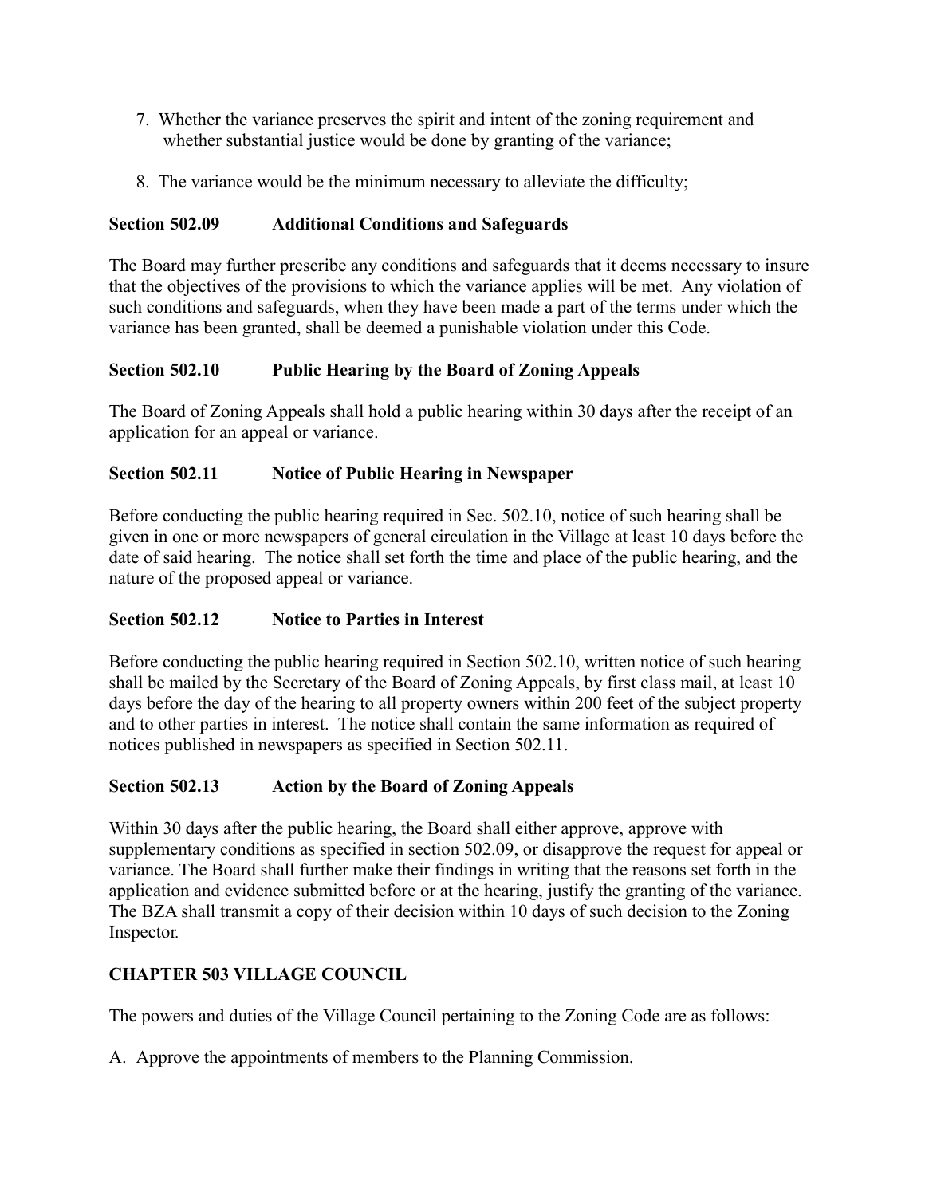7. Whether the variance preserves the spirit and intent of the zoning requirement and whether substantial justice would be done by granting of the variance;

8. The variance would be the minimum necessary to alleviate the difficulty;

### Section 502.09 Additional Conditions and Safeguards

The Board may further prescribe any conditions and safeguards that it deems necessary to insure that the objectives of the provisions to which the variance applies will be met. Any violation of such conditions and safeguards, when they have been made a part of the terms under which the variance has been granted, shall be deemed a punishable violation under this Code.

### Section 502.10 Public Hearing by the Board of Zoning Appeals

The Board of Zoning Appeals shall hold a public hearing within 30 days after the receipt of an application for an appeal or variance.

### Section 502.11 Notice of Public Hearing in Newspaper

Before conducting the public hearing required in Sec. 502.10, notice of such hearing shall be given in one or more newspapers of general circulation in the Village at least 10 days before the date of said hearing. The notice shall set forth the time and place of the public hearing, and the nature of the proposed appeal or variance.

### Section 502.12 Notice to Parties in Interest

Before conducting the public hearing required in Section 502.10, written notice of such hearing shall be mailed by the Secretary of the Board of Zoning Appeals, by first class mail, at least 10 days before the day of the hearing to all property owners within 200 feet of the subject property and to other parties in interest. The notice shall contain the same information as required of notices published in newspapers as specified in Section 502.11.

### Section 502.13 Action by the Board of Zoning Appeals

Within 30 days after the public hearing, the Board shall either approve, approve with supplementary conditions as specified in section 502.09, or disapprove the request for appeal or variance. The Board shall further make their findings in writing that the reasons set forth in the application and evidence submitted before or at the hearing, justify the granting of the variance. The BZA shall transmit a copy of their decision within 10 days of such decision to the Zoning Inspector.

## CHAPTER 503 VILLAGE COUNCIL

The powers and duties of the Village Council pertaining to the Zoning Code are as follows:

A. Approve the appointments of members to the Planning Commission.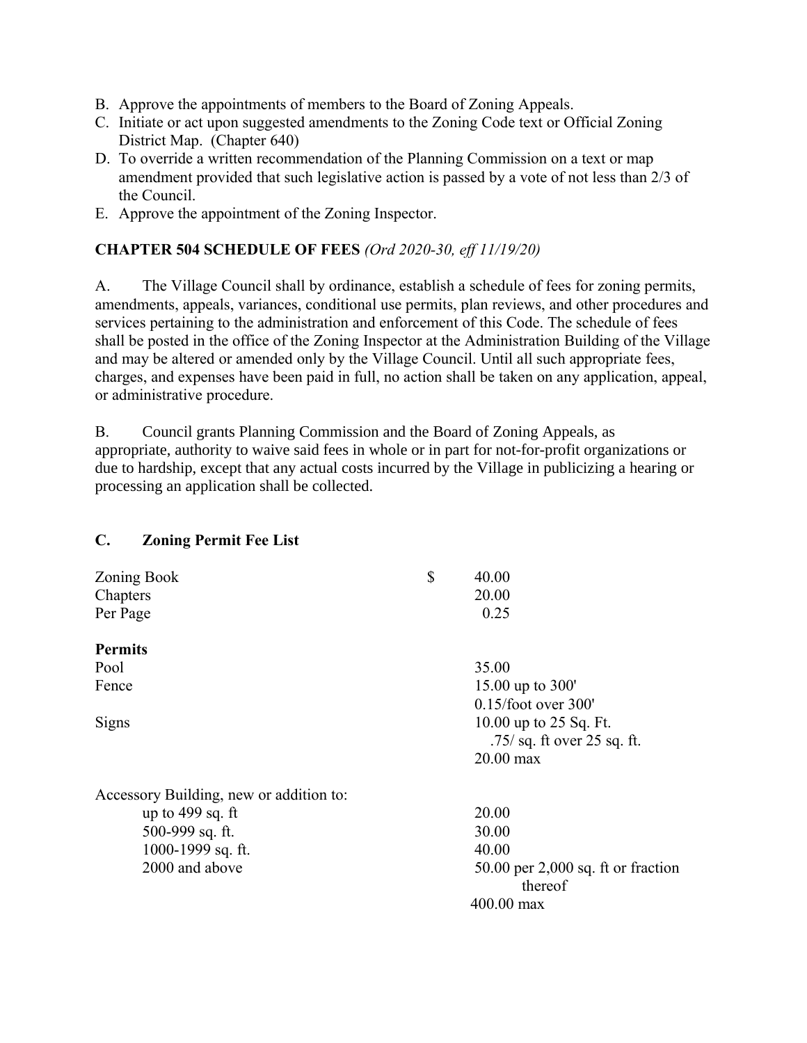B. Approve the appointments of members to the Board of Zoning Appeals.
C. Initiate or act upon suggested amendments to the Zoning Code text or Official Zoning District Map. (Chapter 640)
D. To override a written recommendation of the Planning Commission on a text or map amendment provided that such legislative action is passed by a vote of not less than 2/3 of the Council.
E. Approve the appointment of the Zoning Inspector.

## CHAPTER 504 SCHEDULE OF FEES *(Ord 2020-30, eff 11/19/20)*

A. The Village Council shall by ordinance, establish a schedule of fees for zoning permits, amendments, appeals, variances, conditional use permits, plan reviews, and other procedures and services pertaining to the administration and enforcement of this Code. The schedule of fees shall be posted in the office of the Zoning Inspector at the Administration Building of the Village and may be altered or amended only by the Village Council. Until all such appropriate fees, charges, and expenses have been paid in full, no action shall be taken on any application, appeal, or administrative procedure.

B. Council grants Planning Commission and the Board of Zoning Appeals, as appropriate, authority to waive said fees in whole or in part for not-for-profit organizations or due to hardship, except that any actual costs incurred by the Village in publicizing a hearing or processing an application shall be collected.

### C. Zoning Permit Fee List

| | | |
|---|---|---|
| Zoning Book | $ | 40.00 |
| Chapters | | 20.00 |
| Per Page | | 0.25 |
| **Permits** | | |
| Pool | | 35.00 |
| Fence | | 15.00 up to 300'<br>0.15/foot over 300' |
| Signs | | 10.00 up to 25 Sq. Ft.<br>.75/ sq. ft over 25 sq. ft.<br>20.00 max |
| Accessory Building, new or addition to: | | |
| up to 499 sq. ft | | 20.00 |
| 500-999 sq. ft. | | 30.00 |
| 1000-1999 sq. ft. | | 40.00 |
| 2000 and above | | 50.00 per 2,000 sq. ft or fraction thereof<br>400.00 max |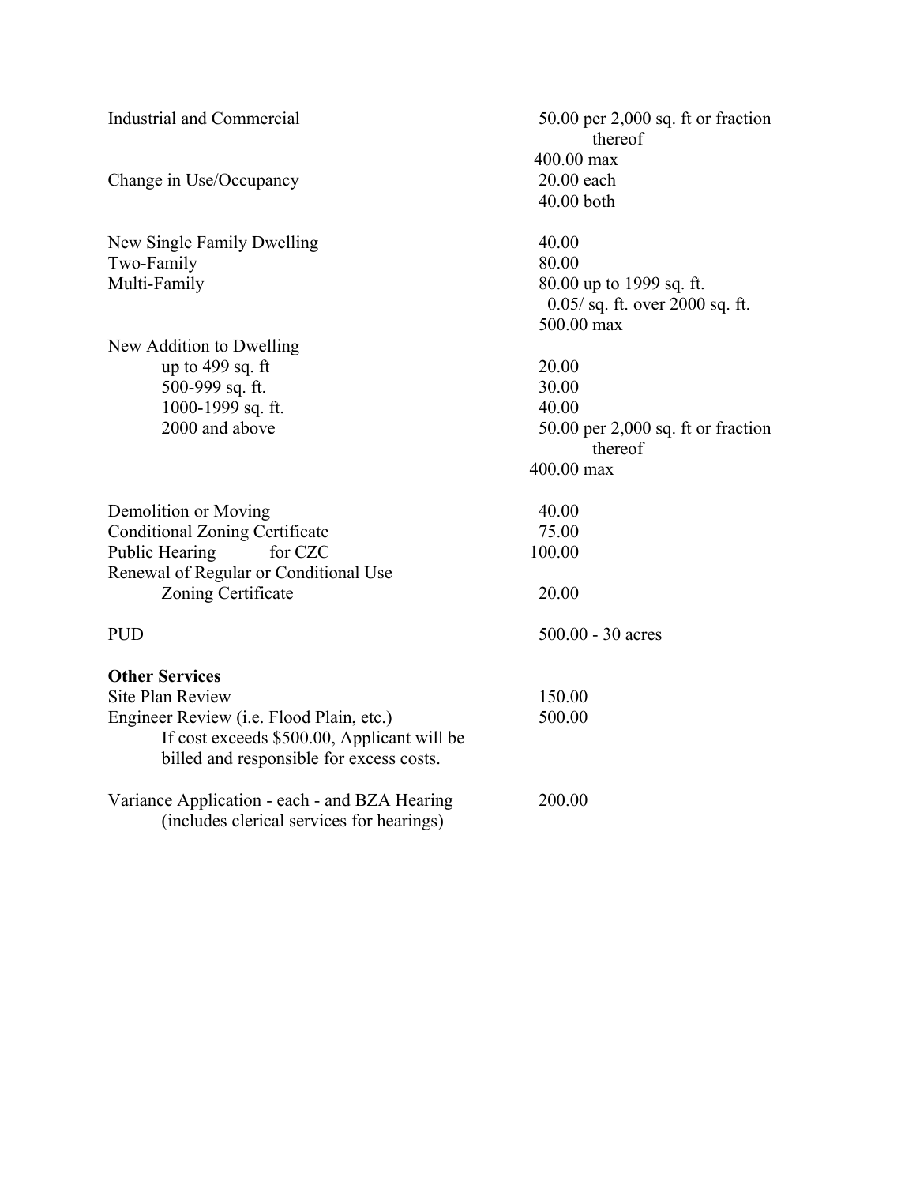| | |
|---|---|
| Industrial and Commercial | 50.00 per 2,000 sq. ft or fraction thereof<br>400.00 max |
| Change in Use/Occupancy | 20.00 each<br>40.00 both |
| New Single Family Dwelling | 40.00 |
| Two-Family | 80.00 |
| Multi-Family | 80.00 up to 1999 sq. ft.<br>0.05/ sq. ft. over 2000 sq. ft.<br>500.00 max |
| New Addition to Dwelling | |
| up to 499 sq. ft | 20.00 |
| 500-999 sq. ft. | 30.00 |
| 1000-1999 sq. ft. | 40.00 |
| 2000 and above | 50.00 per 2,000 sq. ft or fraction thereof<br>400.00 max |
| Demolition or Moving | 40.00 |
| Conditional Zoning Certificate | 75.00 |
| Public Hearing for CZC | 100.00 |
| Renewal of Regular or Conditional Use Zoning Certificate | 20.00 |
| PUD | 500.00 - 30 acres |

**Other Services**

| | |
|---|---|
| Site Plan Review | 150.00 |
| Engineer Review (i.e. Flood Plain, etc.)<br>If cost exceeds $500.00, Applicant will be billed and responsible for excess costs. | 500.00 |
| Variance Application - each - and BZA Hearing<br>(includes clerical services for hearings) | 200.00 |